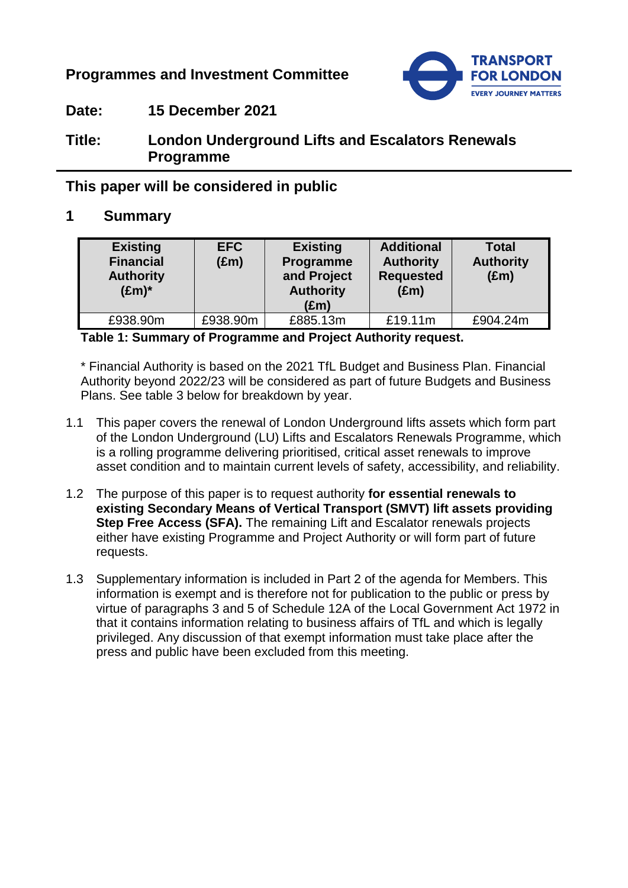**Programmes and Investment Committee**

**Date:** **15 December 2021**

**Title:** **London Underground Lifts and Escalators Renewals Programme**

## This paper will be considered in public

## 1 Summary

| Existing Financial Authority (£m)* | EFC (£m) | Existing Programme and Project Authority (£m) | Additional Authority Requested (£m) | Total Authority (£m) |
|---|---|---|---|---|
| £938.90m | £938.90m | £885.13m | £19.11m | £904.24m |

**Table 1: Summary of Programme and Project Authority request.**

* Financial Authority is based on the 2021 TfL Budget and Business Plan. Financial Authority beyond 2022/23 will be considered as part of future Budgets and Business Plans. See table 3 below for breakdown by year.

1.1 This paper covers the renewal of London Underground lifts assets which form part of the London Underground (LU) Lifts and Escalators Renewals Programme, which is a rolling programme delivering prioritised, critical asset renewals to improve asset condition and to maintain current levels of safety, accessibility, and reliability.

1.2 The purpose of this paper is to request authority **for essential renewals to existing Secondary Means of Vertical Transport (SMVT) lift assets providing Step Free Access (SFA).** The remaining Lift and Escalator renewals projects either have existing Programme and Project Authority or will form part of future requests.

1.3 Supplementary information is included in Part 2 of the agenda for Members. This information is exempt and is therefore not for publication to the public or press by virtue of paragraphs 3 and 5 of Schedule 12A of the Local Government Act 1972 in that it contains information relating to business affairs of TfL and which is legally privileged. Any discussion of that exempt information must take place after the press and public have been excluded from this meeting.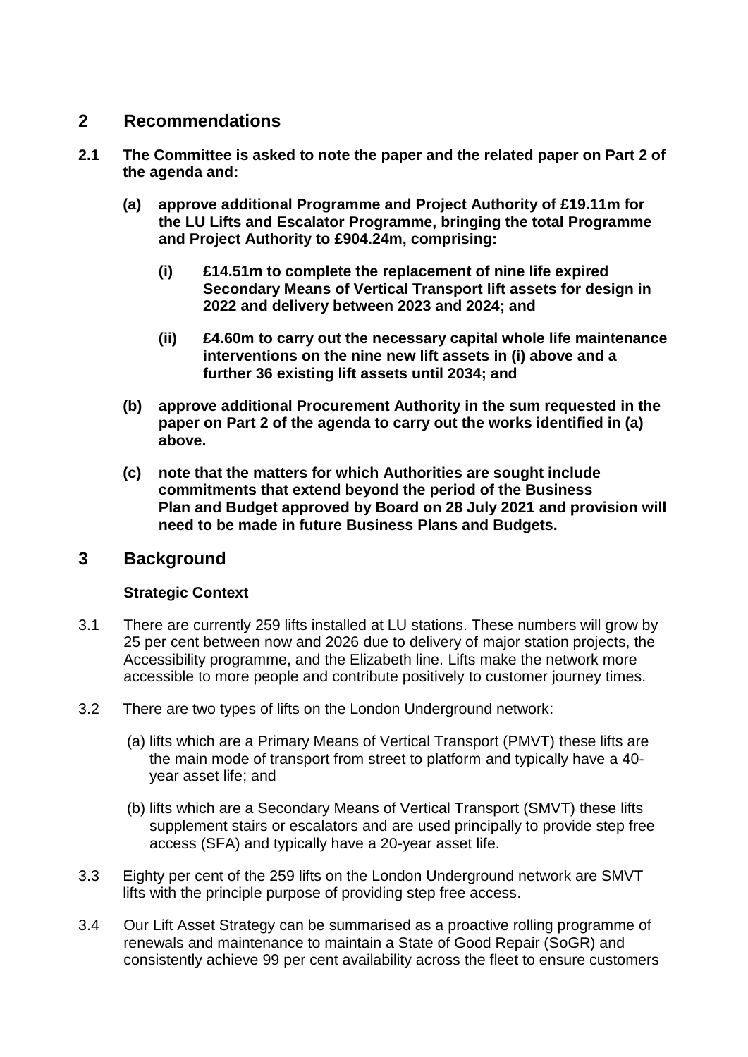## 2 Recommendations

**2.1 The Committee is asked to note the paper and the related paper on Part 2 of the agenda and:**

**(a) approve additional Programme and Project Authority of £19.11m for the LU Lifts and Escalator Programme, bringing the total Programme and Project Authority to £904.24m, comprising:**

**(i) £14.51m to complete the replacement of nine life expired Secondary Means of Vertical Transport lift assets for design in 2022 and delivery between 2023 and 2024; and**

**(ii) £4.60m to carry out the necessary capital whole life maintenance interventions on the nine new lift assets in (i) above and a further 36 existing lift assets until 2034; and**

**(b) approve additional Procurement Authority in the sum requested in the paper on Part 2 of the agenda to carry out the works identified in (a) above.**

**(c) note that the matters for which Authorities are sought include commitments that extend beyond the period of the Business Plan and Budget approved by Board on 28 July 2021 and provision will need to be made in future Business Plans and Budgets.**

## 3 Background

### Strategic Context

3.1 There are currently 259 lifts installed at LU stations. These numbers will grow by 25 per cent between now and 2026 due to delivery of major station projects, the Accessibility programme, and the Elizabeth line. Lifts make the network more accessible to more people and contribute positively to customer journey times.

3.2 There are two types of lifts on the London Underground network:

(a) lifts which are a Primary Means of Vertical Transport (PMVT) these lifts are the main mode of transport from street to platform and typically have a 40-year asset life; and

(b) lifts which are a Secondary Means of Vertical Transport (SMVT) these lifts supplement stairs or escalators and are used principally to provide step free access (SFA) and typically have a 20-year asset life.

3.3 Eighty per cent of the 259 lifts on the London Underground network are SMVT lifts with the principle purpose of providing step free access.

3.4 Our Lift Asset Strategy can be summarised as a proactive rolling programme of renewals and maintenance to maintain a State of Good Repair (SoGR) and consistently achieve 99 per cent availability across the fleet to ensure customers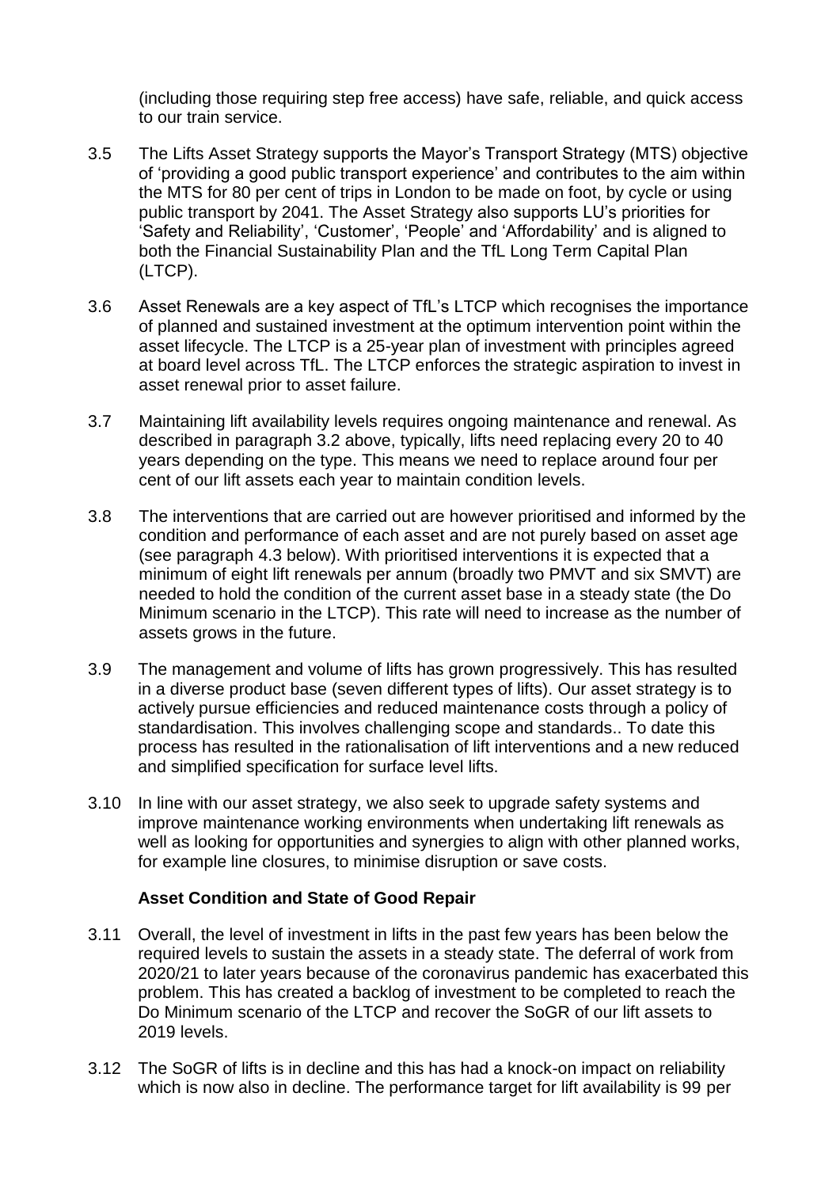(including those requiring step free access) have safe, reliable, and quick access to our train service.

3.5 The Lifts Asset Strategy supports the Mayor's Transport Strategy (MTS) objective of 'providing a good public transport experience' and contributes to the aim within the MTS for 80 per cent of trips in London to be made on foot, by cycle or using public transport by 2041. The Asset Strategy also supports LU's priorities for 'Safety and Reliability', 'Customer', 'People' and 'Affordability' and is aligned to both the Financial Sustainability Plan and the TfL Long Term Capital Plan (LTCP).

3.6 Asset Renewals are a key aspect of TfL's LTCP which recognises the importance of planned and sustained investment at the optimum intervention point within the asset lifecycle. The LTCP is a 25-year plan of investment with principles agreed at board level across TfL. The LTCP enforces the strategic aspiration to invest in asset renewal prior to asset failure.

3.7 Maintaining lift availability levels requires ongoing maintenance and renewal. As described in paragraph 3.2 above, typically, lifts need replacing every 20 to 40 years depending on the type. This means we need to replace around four per cent of our lift assets each year to maintain condition levels.

3.8 The interventions that are carried out are however prioritised and informed by the condition and performance of each asset and are not purely based on asset age (see paragraph 4.3 below). With prioritised interventions it is expected that a minimum of eight lift renewals per annum (broadly two PMVT and six SMVT) are needed to hold the condition of the current asset base in a steady state (the Do Minimum scenario in the LTCP). This rate will need to increase as the number of assets grows in the future.

3.9 The management and volume of lifts has grown progressively. This has resulted in a diverse product base (seven different types of lifts). Our asset strategy is to actively pursue efficiencies and reduced maintenance costs through a policy of standardisation. This involves challenging scope and standards.. To date this process has resulted in the rationalisation of lift interventions and a new reduced and simplified specification for surface level lifts.

3.10 In line with our asset strategy, we also seek to upgrade safety systems and improve maintenance working environments when undertaking lift renewals as well as looking for opportunities and synergies to align with other planned works, for example line closures, to minimise disruption or save costs.

### Asset Condition and State of Good Repair

3.11 Overall, the level of investment in lifts in the past few years has been below the required levels to sustain the assets in a steady state. The deferral of work from 2020/21 to later years because of the coronavirus pandemic has exacerbated this problem. This has created a backlog of investment to be completed to reach the Do Minimum scenario of the LTCP and recover the SoGR of our lift assets to 2019 levels.

3.12 The SoGR of lifts is in decline and this has had a knock-on impact on reliability which is now also in decline. The performance target for lift availability is 99 per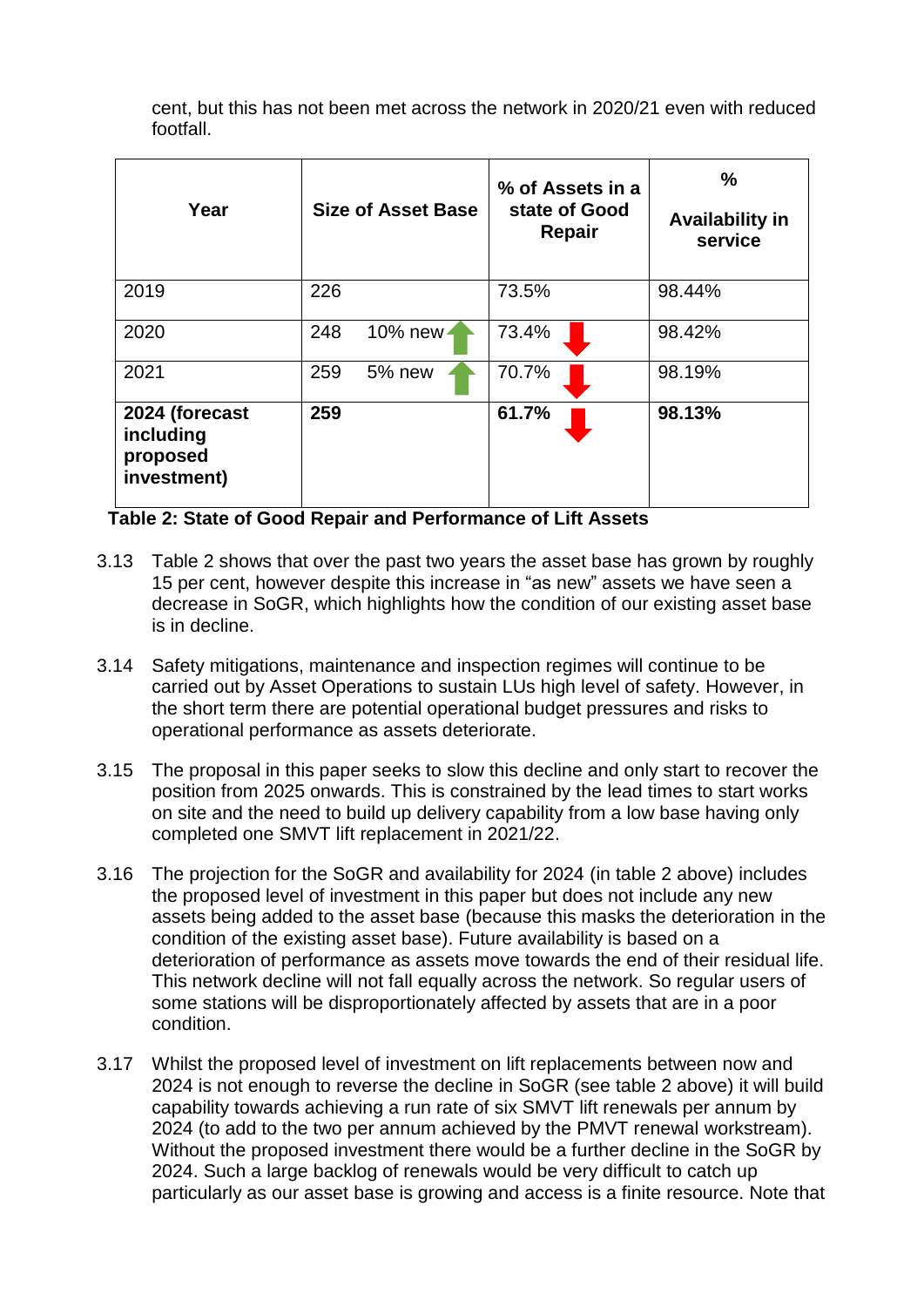cent, but this has not been met across the network in 2020/21 even with reduced footfall.

| Year | Size of Asset Base | % of Assets in a state of Good Repair | % Availability in service |
|---|---|---|---|
| 2019 | 226 | 73.5% | 98.44% |
| 2020 | 248 10% new ↑ | 73.4% ↓ | 98.42% |
| 2021 | 259 5% new ↑ | 70.7% ↓ | 98.19% |
| **2024 (forecast including proposed investment)** | **259** | **61.7%** ↓ | **98.13%** |

**Table 2: State of Good Repair and Performance of Lift Assets**

3.13 Table 2 shows that over the past two years the asset base has grown by roughly 15 per cent, however despite this increase in "as new" assets we have seen a decrease in SoGR, which highlights how the condition of our existing asset base is in decline.

3.14 Safety mitigations, maintenance and inspection regimes will continue to be carried out by Asset Operations to sustain LUs high level of safety. However, in the short term there are potential operational budget pressures and risks to operational performance as assets deteriorate.

3.15 The proposal in this paper seeks to slow this decline and only start to recover the position from 2025 onwards. This is constrained by the lead times to start works on site and the need to build up delivery capability from a low base having only completed one SMVT lift replacement in 2021/22.

3.16 The projection for the SoGR and availability for 2024 (in table 2 above) includes the proposed level of investment in this paper but does not include any new assets being added to the asset base (because this masks the deterioration in the condition of the existing asset base). Future availability is based on a deterioration of performance as assets move towards the end of their residual life. This network decline will not fall equally across the network. So regular users of some stations will be disproportionately affected by assets that are in a poor condition.

3.17 Whilst the proposed level of investment on lift replacements between now and 2024 is not enough to reverse the decline in SoGR (see table 2 above) it will build capability towards achieving a run rate of six SMVT lift renewals per annum by 2024 (to add to the two per annum achieved by the PMVT renewal workstream). Without the proposed investment there would be a further decline in the SoGR by 2024. Such a large backlog of renewals would be very difficult to catch up particularly as our asset base is growing and access is a finite resource. Note that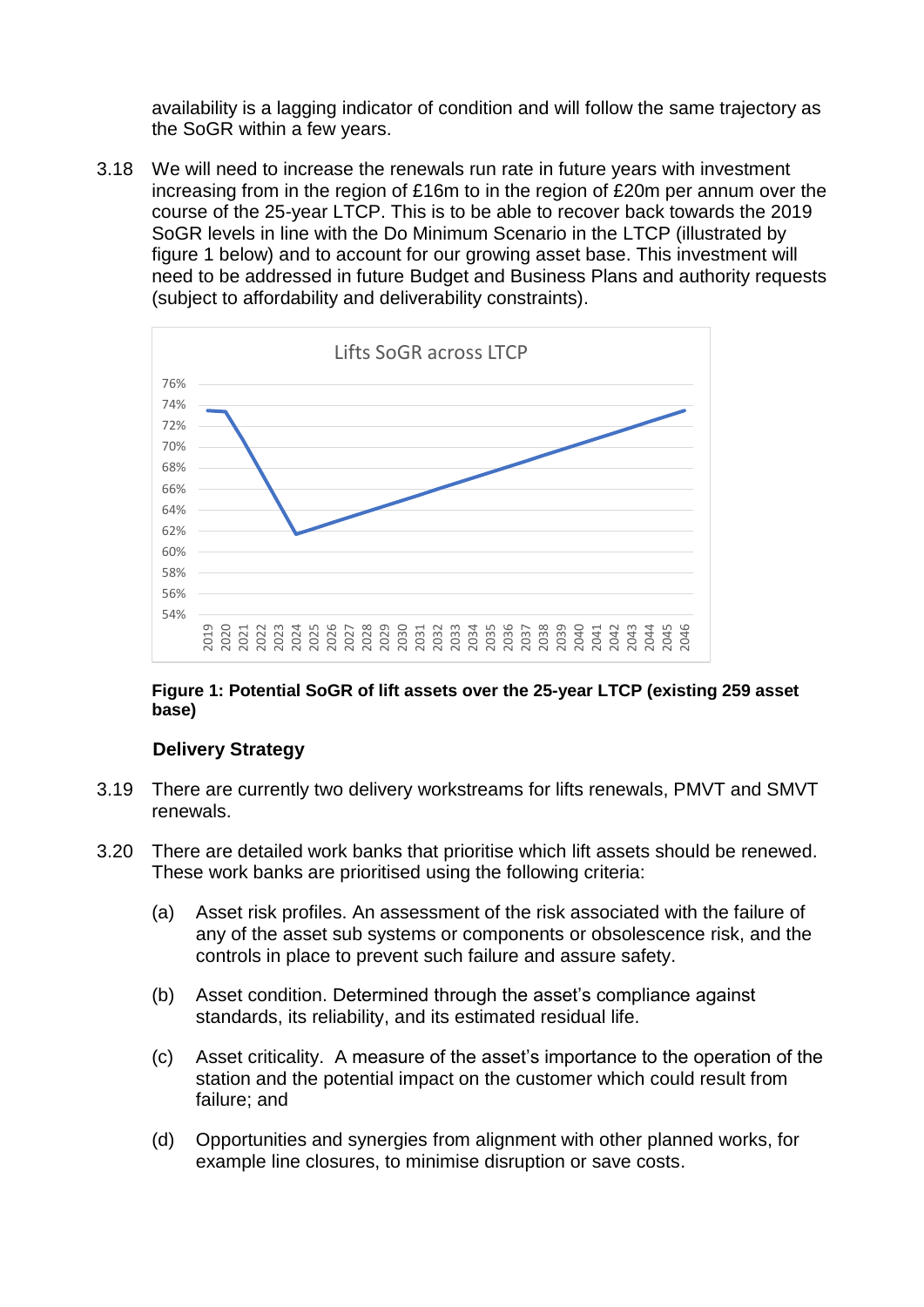availability is a lagging indicator of condition and will follow the same trajectory as the SoGR within a few years.

3.18 We will need to increase the renewals run rate in future years with investment increasing from in the region of £16m to in the region of £20m per annum over the course of the 25-year LTCP. This is to be able to recover back towards the 2019 SoGR levels in line with the Do Minimum Scenario in the LTCP (illustrated by figure 1 below) and to account for our growing asset base. This investment will need to be addressed in future Budget and Business Plans and authority requests (subject to affordability and deliverability constraints).

**Figure 1: Potential SoGR of lift assets over the 25-year LTCP (existing 259 asset base)**

### Delivery Strategy

3.19 There are currently two delivery workstreams for lifts renewals, PMVT and SMVT renewals.

3.20 There are detailed work banks that prioritise which lift assets should be renewed. These work banks are prioritised using the following criteria:

(a) Asset risk profiles. An assessment of the risk associated with the failure of any of the asset sub systems or components or obsolescence risk, and the controls in place to prevent such failure and assure safety.

(b) Asset condition. Determined through the asset's compliance against standards, its reliability, and its estimated residual life.

(c) Asset criticality. A measure of the asset's importance to the operation of the station and the potential impact on the customer which could result from failure; and

(d) Opportunities and synergies from alignment with other planned works, for example line closures, to minimise disruption or save costs.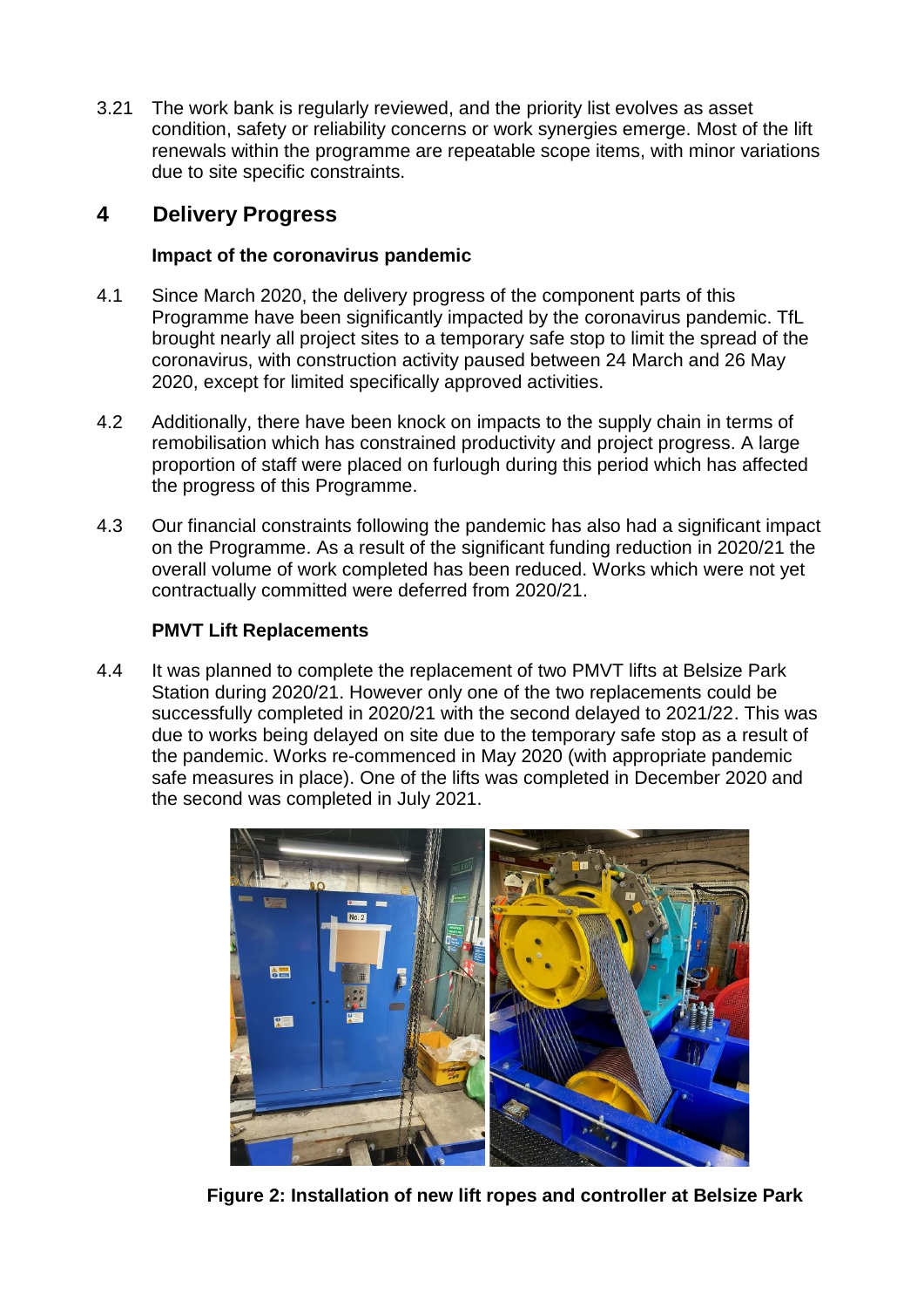3.21 The work bank is regularly reviewed, and the priority list evolves as asset condition, safety or reliability concerns or work synergies emerge. Most of the lift renewals within the programme are repeatable scope items, with minor variations due to site specific constraints.

## 4 Delivery Progress

### Impact of the coronavirus pandemic

4.1 Since March 2020, the delivery progress of the component parts of this Programme have been significantly impacted by the coronavirus pandemic. TfL brought nearly all project sites to a temporary safe stop to limit the spread of the coronavirus, with construction activity paused between 24 March and 26 May 2020, except for limited specifically approved activities.

4.2 Additionally, there have been knock on impacts to the supply chain in terms of remobilisation which has constrained productivity and project progress. A large proportion of staff were placed on furlough during this period which has affected the progress of this Programme.

4.3 Our financial constraints following the pandemic has also had a significant impact on the Programme. As a result of the significant funding reduction in 2020/21 the overall volume of work completed has been reduced. Works which were not yet contractually committed were deferred from 2020/21.

### PMVT Lift Replacements

4.4 It was planned to complete the replacement of two PMVT lifts at Belsize Park Station during 2020/21. However only one of the two replacements could be successfully completed in 2020/21 with the second delayed to 2021/22. This was due to works being delayed on site due to the temporary safe stop as a result of the pandemic. Works re-commenced in May 2020 (with appropriate pandemic safe measures in place). One of the lifts was completed in December 2020 and the second was completed in July 2021.

**Figure 2: Installation of new lift ropes and controller at Belsize Park**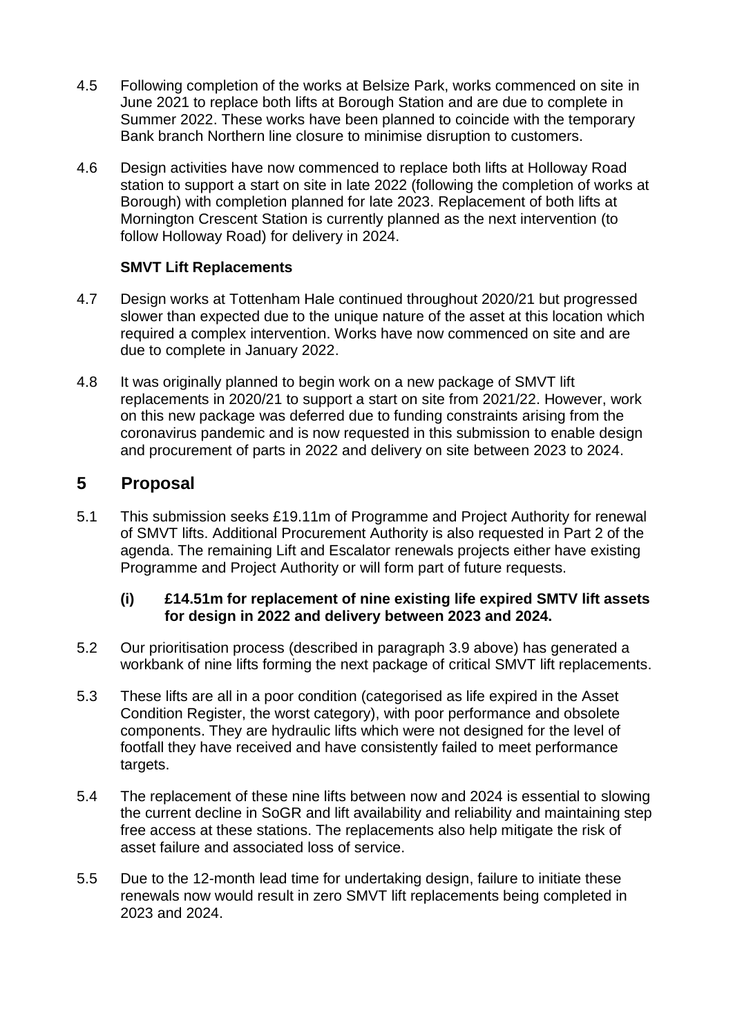4.5 Following completion of the works at Belsize Park, works commenced on site in June 2021 to replace both lifts at Borough Station and are due to complete in Summer 2022. These works have been planned to coincide with the temporary Bank branch Northern line closure to minimise disruption to customers.

4.6 Design activities have now commenced to replace both lifts at Holloway Road station to support a start on site in late 2022 (following the completion of works at Borough) with completion planned for late 2023. Replacement of both lifts at Mornington Crescent Station is currently planned as the next intervention (to follow Holloway Road) for delivery in 2024.

**SMVT Lift Replacements**

4.7 Design works at Tottenham Hale continued throughout 2020/21 but progressed slower than expected due to the unique nature of the asset at this location which required a complex intervention. Works have now commenced on site and are due to complete in January 2022.

4.8 It was originally planned to begin work on a new package of SMVT lift replacements in 2020/21 to support a start on site from 2021/22. However, work on this new package was deferred due to funding constraints arising from the coronavirus pandemic and is now requested in this submission to enable design and procurement of parts in 2022 and delivery on site between 2023 to 2024.

## 5 Proposal

5.1 This submission seeks £19.11m of Programme and Project Authority for renewal of SMVT lifts. Additional Procurement Authority is also requested in Part 2 of the agenda. The remaining Lift and Escalator renewals projects either have existing Programme and Project Authority or will form part of future requests.

**(i) £14.51m for replacement of nine existing life expired SMTV lift assets for design in 2022 and delivery between 2023 and 2024.**

5.2 Our prioritisation process (described in paragraph 3.9 above) has generated a workbank of nine lifts forming the next package of critical SMVT lift replacements.

5.3 These lifts are all in a poor condition (categorised as life expired in the Asset Condition Register, the worst category), with poor performance and obsolete components. They are hydraulic lifts which were not designed for the level of footfall they have received and have consistently failed to meet performance targets.

5.4 The replacement of these nine lifts between now and 2024 is essential to slowing the current decline in SoGR and lift availability and reliability and maintaining step free access at these stations. The replacements also help mitigate the risk of asset failure and associated loss of service.

5.5 Due to the 12-month lead time for undertaking design, failure to initiate these renewals now would result in zero SMVT lift replacements being completed in 2023 and 2024.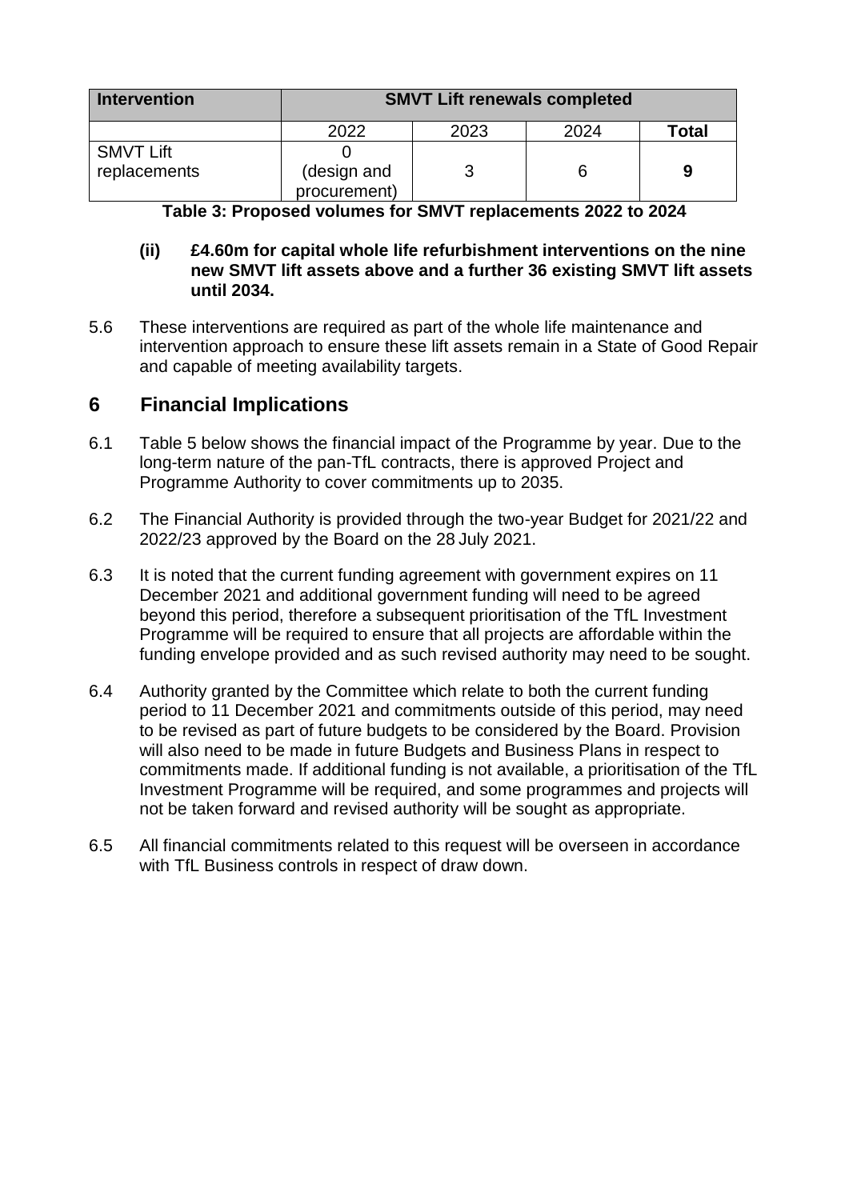| Intervention | SMVT Lift renewals completed | | | |
|---|---|---|---|---|
| | 2022 | 2023 | 2024 | **Total** |
| SMVT Lift replacements | 0 (design and procurement) | 3 | 6 | **9** |

**Table 3: Proposed volumes for SMVT replacements 2022 to 2024**

**(ii) £4.60m for capital whole life refurbishment interventions on the nine new SMVT lift assets above and a further 36 existing SMVT lift assets until 2034.**

5.6 These interventions are required as part of the whole life maintenance and intervention approach to ensure these lift assets remain in a State of Good Repair and capable of meeting availability targets.

## 6 Financial Implications

6.1 Table 5 below shows the financial impact of the Programme by year. Due to the long-term nature of the pan-TfL contracts, there is approved Project and Programme Authority to cover commitments up to 2035.

6.2 The Financial Authority is provided through the two-year Budget for 2021/22 and 2022/23 approved by the Board on the 28 July 2021.

6.3 It is noted that the current funding agreement with government expires on 11 December 2021 and additional government funding will need to be agreed beyond this period, therefore a subsequent prioritisation of the TfL Investment Programme will be required to ensure that all projects are affordable within the funding envelope provided and as such revised authority may need to be sought.

6.4 Authority granted by the Committee which relate to both the current funding period to 11 December 2021 and commitments outside of this period, may need to be revised as part of future budgets to be considered by the Board. Provision will also need to be made in future Budgets and Business Plans in respect to commitments made. If additional funding is not available, a prioritisation of the TfL Investment Programme will be required, and some programmes and projects will not be taken forward and revised authority will be sought as appropriate.

6.5 All financial commitments related to this request will be overseen in accordance with TfL Business controls in respect of draw down.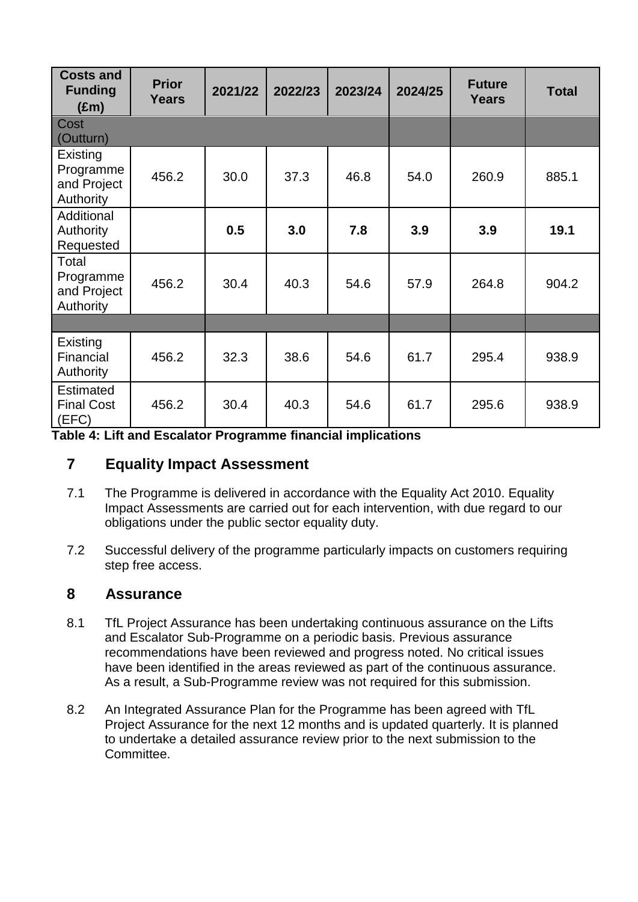| Costs and Funding (£m) | Prior Years | 2021/22 | 2022/23 | 2023/24 | 2024/25 | Future Years | Total |
|---|---|---|---|---|---|---|---|
| Cost (Outturn) | | | | | | | |
| Existing Programme and Project Authority | 456.2 | 30.0 | 37.3 | 46.8 | 54.0 | 260.9 | 885.1 |
| Additional Authority Requested | | **0.5** | **3.0** | **7.8** | **3.9** | **3.9** | **19.1** |
| Total Programme and Project Authority | 456.2 | 30.4 | 40.3 | 54.6 | 57.9 | 264.8 | 904.2 |
| | | | | | | | |
| Existing Financial Authority | 456.2 | 32.3 | 38.6 | 54.6 | 61.7 | 295.4 | 938.9 |
| Estimated Final Cost (EFC) | 456.2 | 30.4 | 40.3 | 54.6 | 61.7 | 295.6 | 938.9 |

**Table 4: Lift and Escalator Programme financial implications**

## 7 Equality Impact Assessment

7.1 The Programme is delivered in accordance with the Equality Act 2010. Equality Impact Assessments are carried out for each intervention, with due regard to our obligations under the public sector equality duty.

7.2 Successful delivery of the programme particularly impacts on customers requiring step free access.

## 8 Assurance

8.1 TfL Project Assurance has been undertaking continuous assurance on the Lifts and Escalator Sub-Programme on a periodic basis. Previous assurance recommendations have been reviewed and progress noted. No critical issues have been identified in the areas reviewed as part of the continuous assurance. As a result, a Sub-Programme review was not required for this submission.

8.2 An Integrated Assurance Plan for the Programme has been agreed with TfL Project Assurance for the next 12 months and is updated quarterly. It is planned to undertake a detailed assurance review prior to the next submission to the Committee.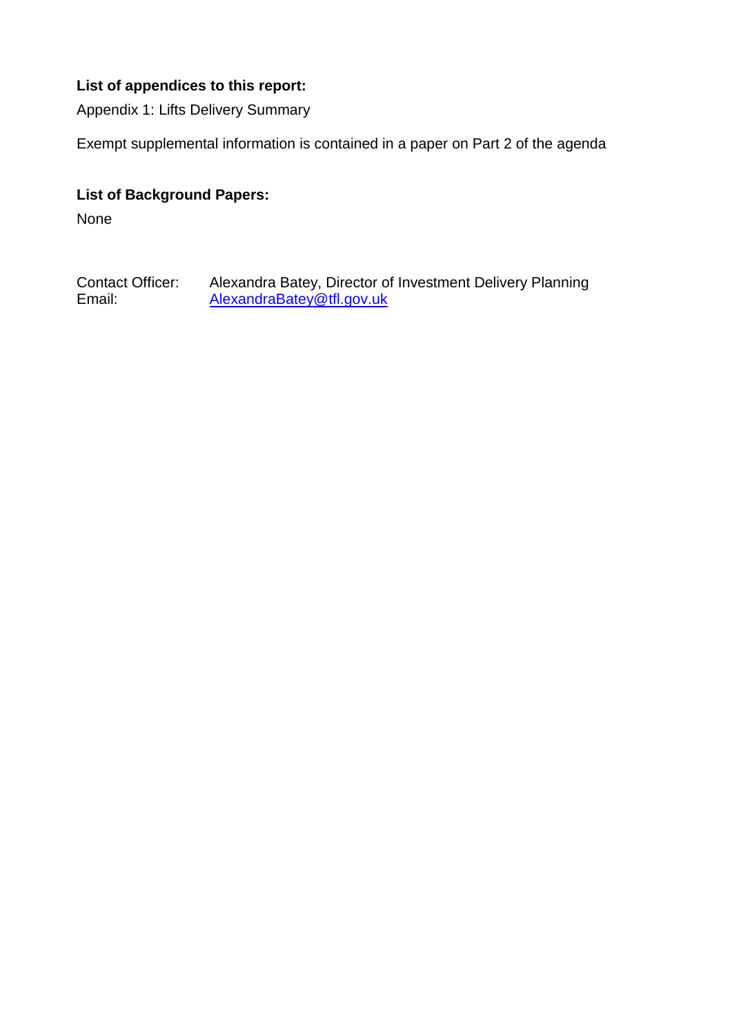**List of appendices to this report:**

Appendix 1: Lifts Delivery Summary

Exempt supplemental information is contained in a paper on Part 2 of the agenda

**List of Background Papers:**

None

Contact Officer: Alexandra Batey, Director of Investment Delivery Planning
Email: [AlexandraBatey@tfl.gov.uk](mailto:AlexandraBatey@tfl.gov.uk)